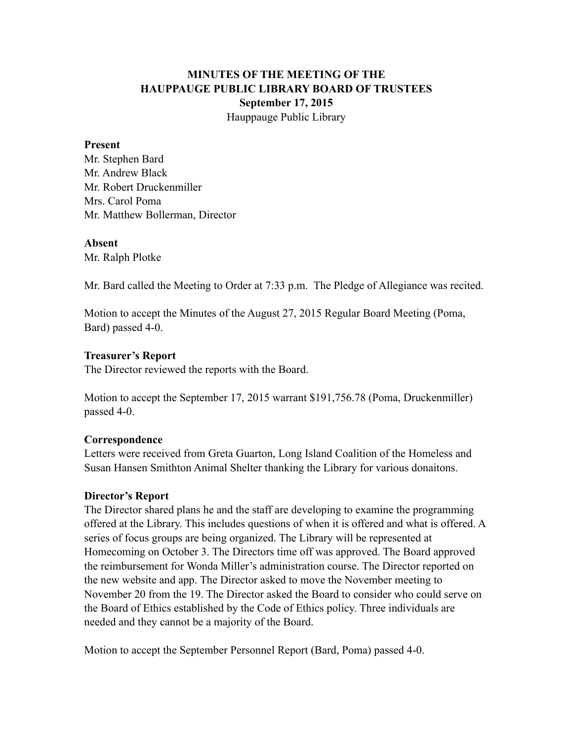**MINUTES OF THE MEETING OF THE**
**HAUPPAUGE PUBLIC LIBRARY BOARD OF TRUSTEES**
**September 17, 2015**
Hauppauge Public Library

**Present**
Mr. Stephen Bard
Mr. Andrew Black
Mr. Robert Druckenmiller
Mrs. Carol Poma
Mr. Matthew Bollerman, Director

**Absent**
Mr. Ralph Plotke

Mr. Bard called the Meeting to Order at 7:33 p.m. The Pledge of Allegiance was recited.

Motion to accept the Minutes of the August 27, 2015 Regular Board Meeting (Poma, Bard) passed 4-0.

**Treasurer's Report**
The Director reviewed the reports with the Board.

Motion to accept the September 17, 2015 warrant $191,756.78 (Poma, Druckenmiller) passed 4-0.

**Correspondence**
Letters were received from Greta Guarton, Long Island Coalition of the Homeless and Susan Hansen Smithton Animal Shelter thanking the Library for various donaitons.

**Director's Report**
The Director shared plans he and the staff are developing to examine the programming offered at the Library. This includes questions of when it is offered and what is offered. A series of focus groups are being organized. The Library will be represented at Homecoming on October 3. The Directors time off was approved. The Board approved the reimbursement for Wonda Miller's administration course. The Director reported on the new website and app. The Director asked to move the November meeting to November 20 from the 19. The Director asked the Board to consider who could serve on the Board of Ethics established by the Code of Ethics policy. Three individuals are needed and they cannot be a majority of the Board.

Motion to accept the September Personnel Report (Bard, Poma) passed 4-0.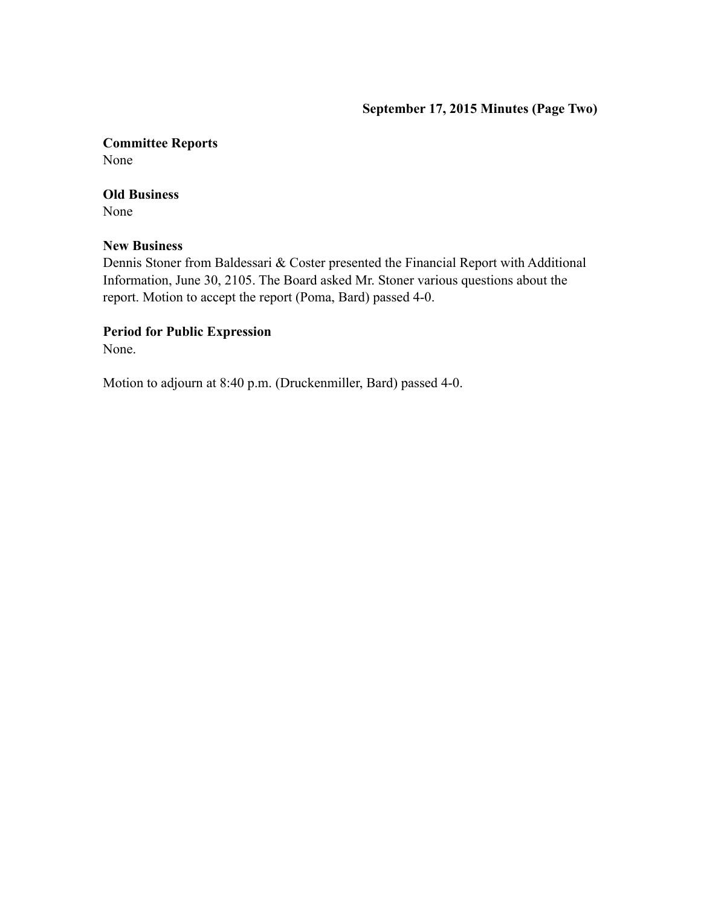**Committee Reports**
None

**Old Business**
None

**New Business**
Dennis Stoner from Baldessari & Coster presented the Financial Report with Additional Information, June 30, 2105. The Board asked Mr. Stoner various questions about the report. Motion to accept the report (Poma, Bard) passed 4-0.

**Period for Public Expression**
None.

Motion to adjourn at 8:40 p.m. (Druckenmiller, Bard) passed 4-0.